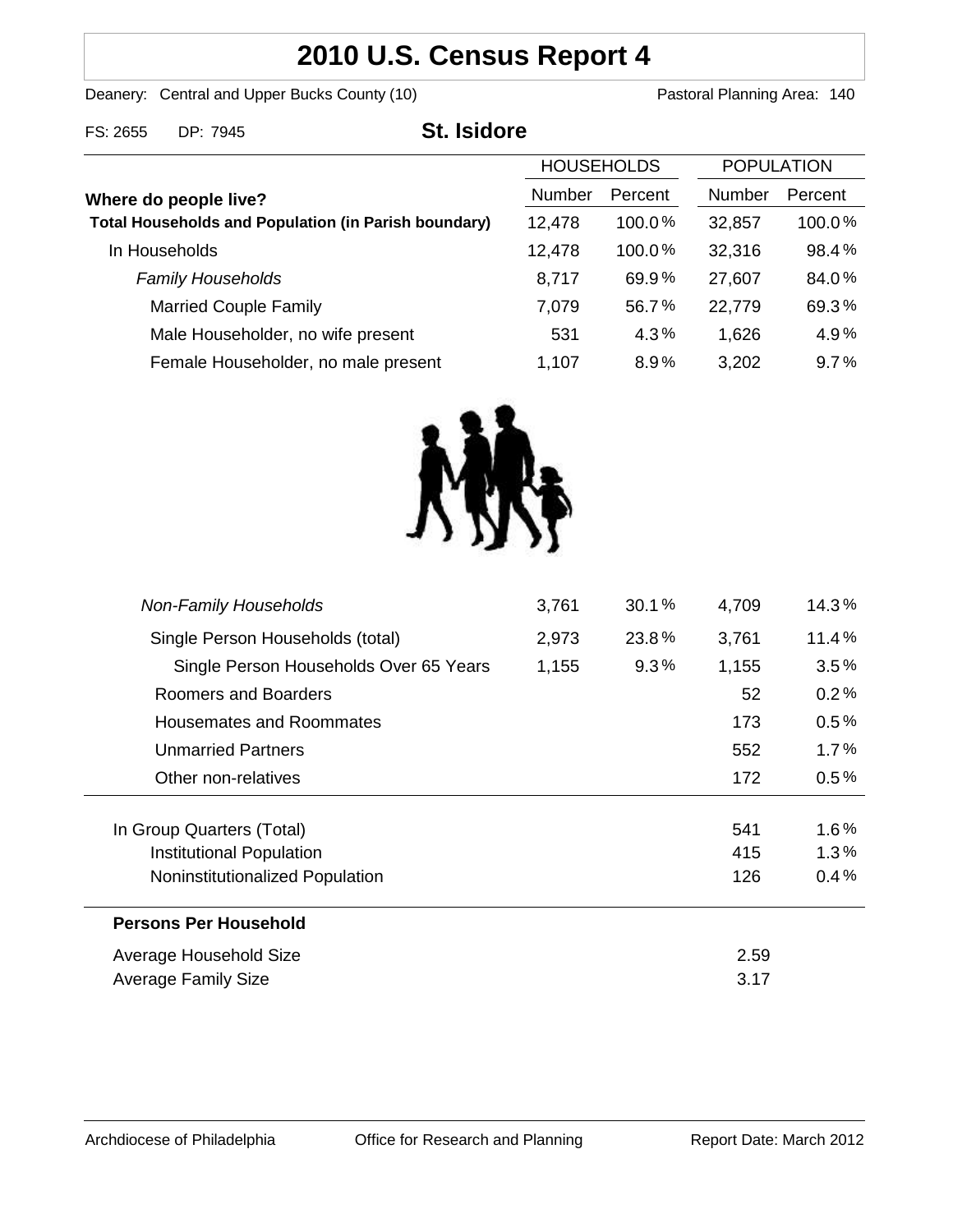# 2010 U.S. Census Report 4

Deanery: Central and Upper Bucks County (10) Pastoral Planning Area: 140

FS: 2655 DP: 7945

## St. Isidore

| Where do people live? | HOUSEHOLDS Number | HOUSEHOLDS Percent | POPULATION Number | POPULATION Percent |
|---|---|---|---|---|
| **Total Households and Population (in Parish boundary)** | 12,478 | 100.0 % | 32,857 | 100.0 % |
| In Households | 12,478 | 100.0 % | 32,316 | 98.4 % |
| *Family Households* | 8,717 | 69.9 % | 27,607 | 84.0 % |
| Married Couple Family | 7,079 | 56.7 % | 22,779 | 69.3 % |
| Male Householder, no wife present | 531 | 4.3 % | 1,626 | 4.9 % |
| Female Householder, no male present | 1,107 | 8.9 % | 3,202 | 9.7 % |
| *Non-Family Households* | 3,761 | 30.1 % | 4,709 | 14.3 % |
| Single Person Households (total) | 2,973 | 23.8 % | 3,761 | 11.4 % |
| Single Person Households Over 65 Years | 1,155 | 9.3 % | 1,155 | 3.5 % |
| Roomers and Boarders | | | 52 | 0.2 % |
| Housemates and Roommates | | | 173 | 0.5 % |
| Unmarried Partners | | | 552 | 1.7 % |
| Other non-relatives | | | 172 | 0.5 % |
| In Group Quarters (Total) | | | 541 | 1.6 % |
| Institutional Population | | | 415 | 1.3 % |
| Noninstitutionalized Population | | | 126 | 0.4 % |

**Persons Per Household**

| | |
|---|---|
| Average Household Size | 2.59 |
| Average Family Size | 3.17 |

Archdiocese of Philadelphia Office for Research and Planning Report Date: March 2012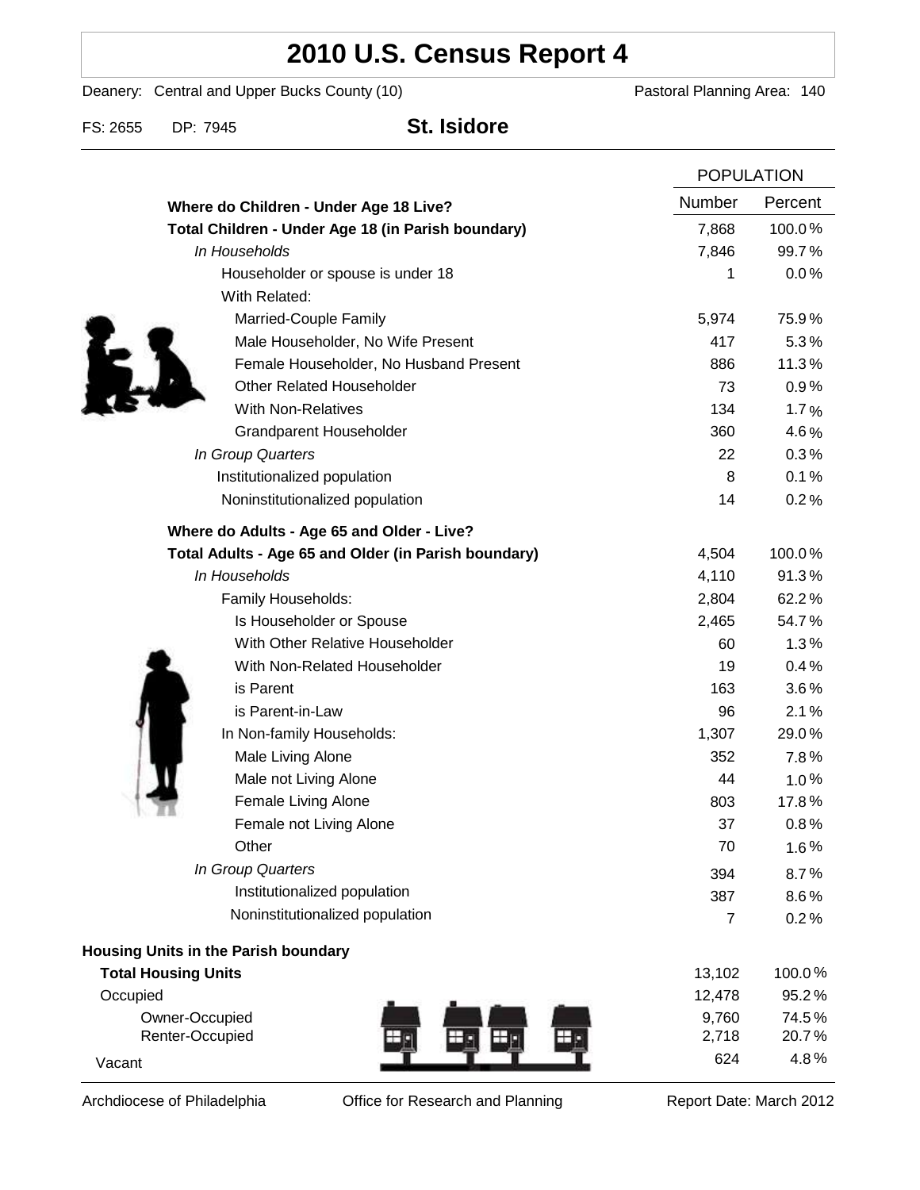# 2010 U.S. Census Report 4

Deanery: Central and Upper Bucks County (10) Pastoral Planning Area: 140

FS: 2655 DP: 7945 **St. Isidore**

| | POPULATION | |
|---|---|---|
| | Number | Percent |
| **Where do Children - Under Age 18 Live?** | | |
| **Total Children - Under Age 18 (in Parish boundary)** | 7,868 | 100.0 % |
| *In Households* | 7,846 | 99.7 % |
| Householder or spouse is under 18 | 1 | 0.0 % |
| With Related: | | |
| Married-Couple Family | 5,974 | 75.9 % |
| Male Householder, No Wife Present | 417 | 5.3 % |
| Female Householder, No Husband Present | 886 | 11.3 % |
| Other Related Householder | 73 | 0.9 % |
| With Non-Relatives | 134 | 1.7 % |
| Grandparent Householder | 360 | 4.6 % |
| *In Group Quarters* | 22 | 0.3 % |
| Institutionalized population | 8 | 0.1 % |
| Noninstitutionalized population | 14 | 0.2 % |
| **Where do Adults - Age 65 and Older - Live?** | | |
| **Total Adults - Age 65 and Older (in Parish boundary)** | 4,504 | 100.0 % |
| *In Households* | 4,110 | 91.3 % |
| Family Households: | 2,804 | 62.2 % |
| Is Householder or Spouse | 2,465 | 54.7 % |
| With Other Relative Householder | 60 | 1.3 % |
| With Non-Related Householder | 19 | 0.4 % |
| is Parent | 163 | 3.6 % |
| is Parent-in-Law | 96 | 2.1 % |
| In Non-family Households: | 1,307 | 29.0 % |
| Male Living Alone | 352 | 7.8 % |
| Male not Living Alone | 44 | 1.0 % |
| Female Living Alone | 803 | 17.8 % |
| Female not Living Alone | 37 | 0.8 % |
| Other | 70 | 1.6 % |
| *In Group Quarters* | 394 | 8.7 % |
| Institutionalized population | 387 | 8.6 % |
| Noninstitutionalized population | 7 | 0.2 % |
| **Housing Units in the Parish boundary** | | |
| **Total Housing Units** | 13,102 | 100.0 % |
| Occupied | 12,478 | 95.2 % |
| Owner-Occupied | 9,760 | 74.5 % |
| Renter-Occupied | 2,718 | 20.7 % |
| Vacant | 624 | 4.8 % |

Archdiocese of Philadelphia Office for Research and Planning Report Date: March 2012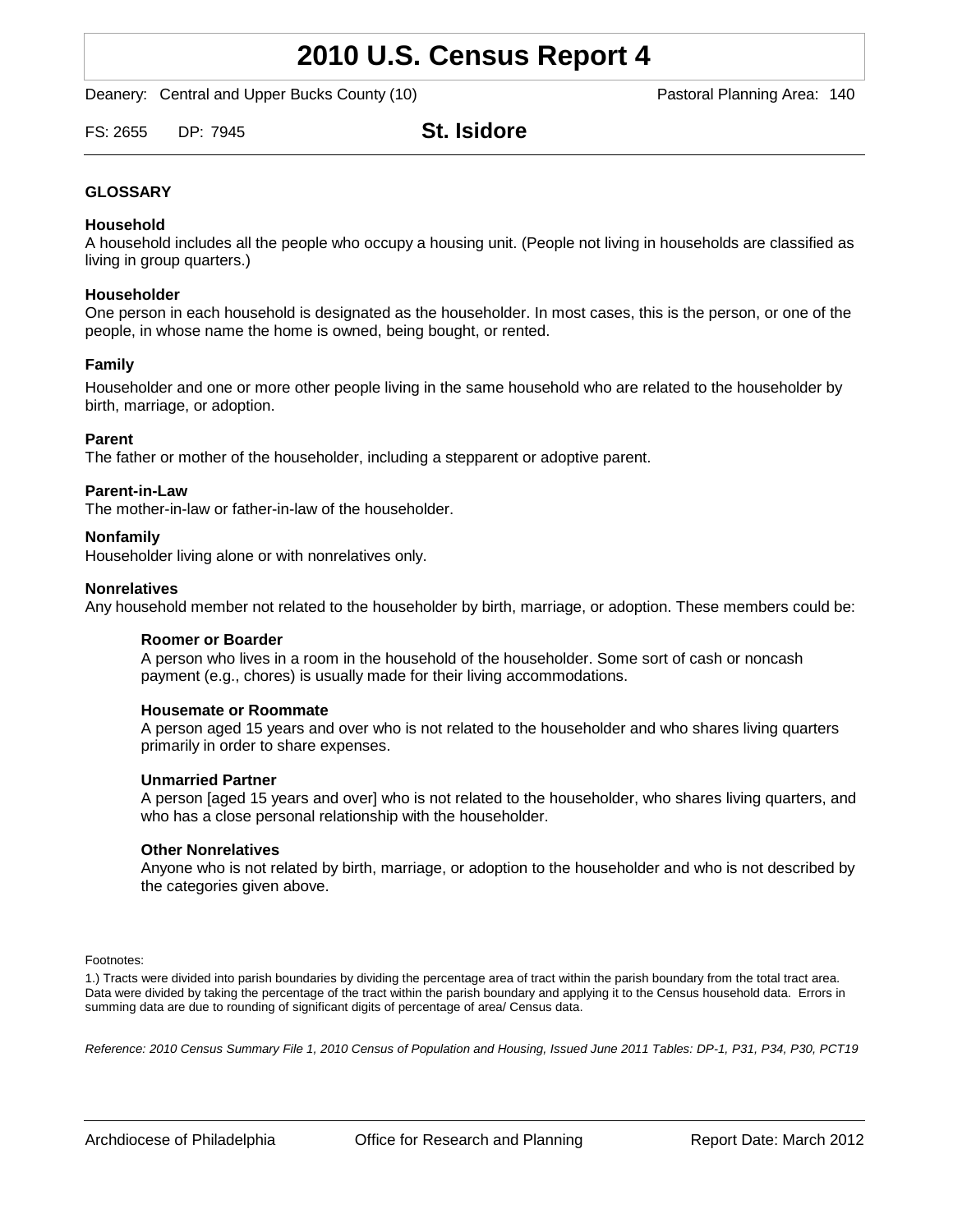# 2010 U.S. Census Report 4

Deanery: Central and Upper Bucks County (10) Pastoral Planning Area: 140

FS: 2655 DP: 7945

## St. Isidore

### GLOSSARY

**Household**
A household includes all the people who occupy a housing unit. (People not living in households are classified as living in group quarters.)

**Householder**
One person in each household is designated as the householder. In most cases, this is the person, or one of the people, in whose name the home is owned, being bought, or rented.

**Family**
Householder and one or more other people living in the same household who are related to the householder by birth, marriage, or adoption.

**Parent**
The father or mother of the householder, including a stepparent or adoptive parent.

**Parent-in-Law**
The mother-in-law or father-in-law of the householder.

**Nonfamily**
Householder living alone or with nonrelatives only.

**Nonrelatives**
Any household member not related to the householder by birth, marriage, or adoption. These members could be:

> **Roomer or Boarder**
> A person who lives in a room in the household of the householder. Some sort of cash or noncash payment (e.g., chores) is usually made for their living accommodations.
>
> **Housemate or Roommate**
> A person aged 15 years and over who is not related to the householder and who shares living quarters primarily in order to share expenses.
>
> **Unmarried Partner**
> A person [aged 15 years and over] who is not related to the householder, who shares living quarters, and who has a close personal relationship with the householder.
>
> **Other Nonrelatives**
> Anyone who is not related by birth, marriage, or adoption to the householder and who is not described by the categories given above.

Footnotes:

1.) Tracts were divided into parish boundaries by dividing the percentage area of tract within the parish boundary from the total tract area. Data were divided by taking the percentage of the tract within the parish boundary and applying it to the Census household data. Errors in summing data are due to rounding of significant digits of percentage of area/ Census data.

*Reference: 2010 Census Summary File 1, 2010 Census of Population and Housing, Issued June 2011 Tables: DP-1, P31, P34, P30, PCT19*

Archdiocese of Philadelphia Office for Research and Planning Report Date: March 2012